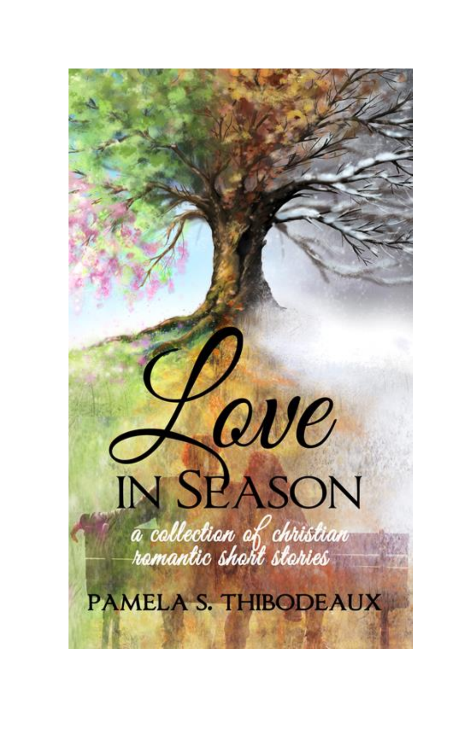# Love in Season

*a collection of christian romantic short stories*

PAMELA S. THIBODEAUX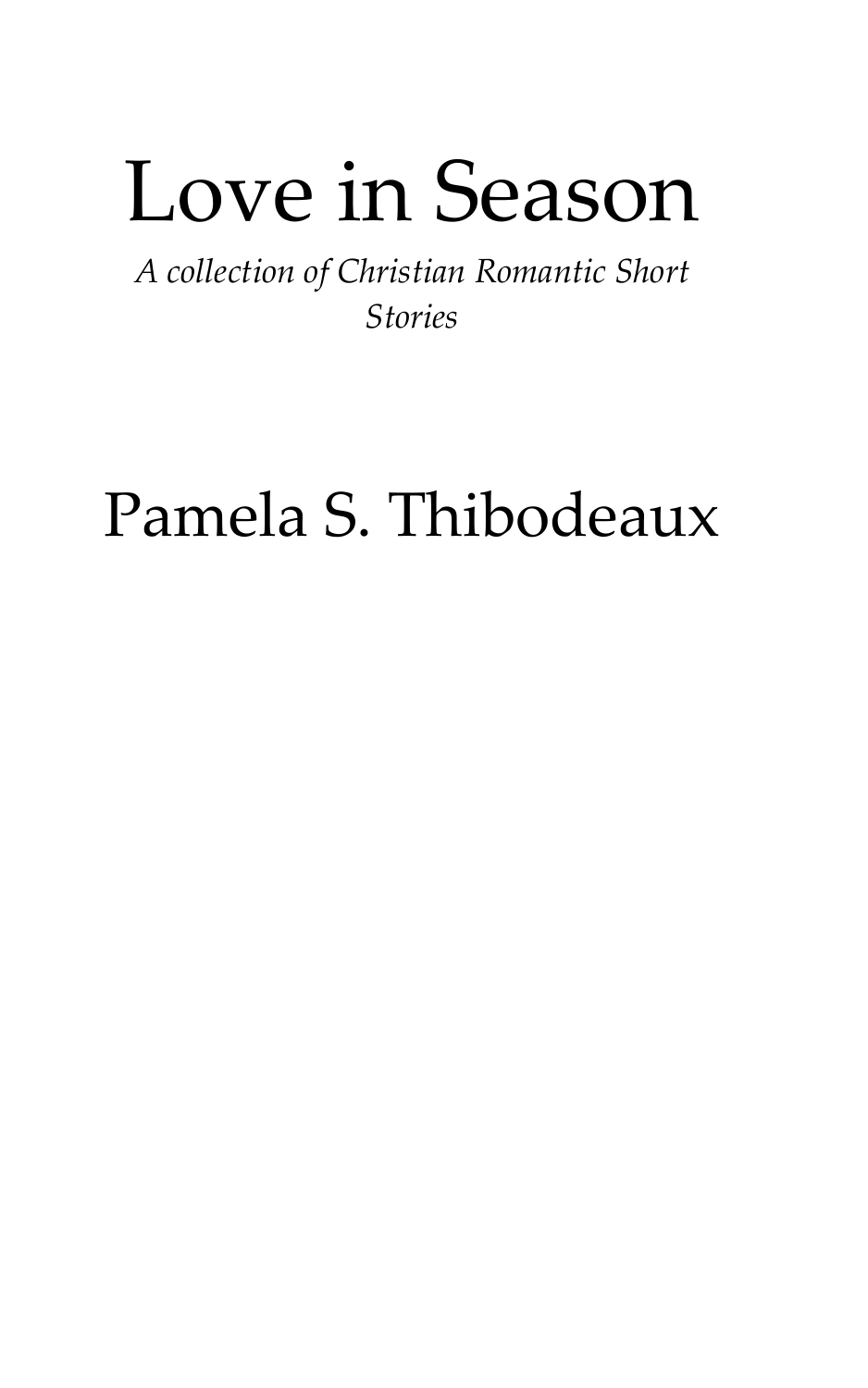# Love in Season

*A collection of Christian Romantic Short Stories*

Pamela S. Thibodeaux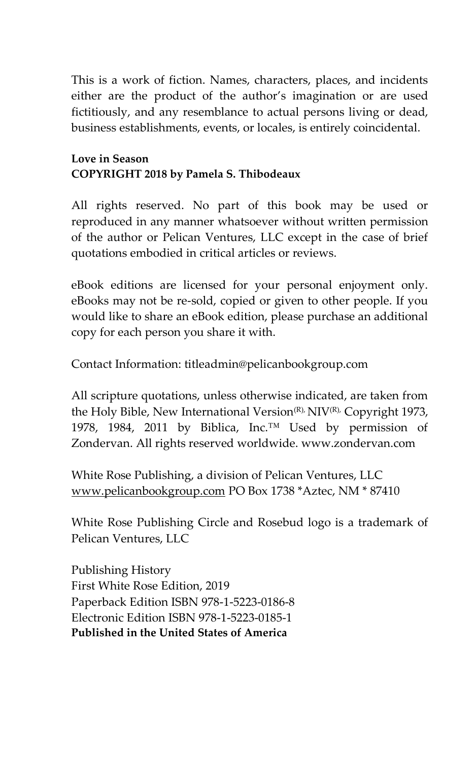This is a work of fiction. Names, characters, places, and incidents either are the product of the author's imagination or are used fictitiously, and any resemblance to actual persons living or dead, business establishments, events, or locales, is entirely coincidental.

**Love in Season**
**COPYRIGHT 2018 by Pamela S. Thibodeaux**

All rights reserved. No part of this book may be used or reproduced in any manner whatsoever without written permission of the author or Pelican Ventures, LLC except in the case of brief quotations embodied in critical articles or reviews.

eBook editions are licensed for your personal enjoyment only. eBooks may not be re-sold, copied or given to other people. If you would like to share an eBook edition, please purchase an additional copy for each person you share it with.

Contact Information: titleadmin@pelicanbookgroup.com

All scripture quotations, unless otherwise indicated, are taken from the Holy Bible, New International Version(R), NIV(R), Copyright 1973, 1978, 1984, 2011 by Biblica, Inc.™ Used by permission of Zondervan. All rights reserved worldwide. www.zondervan.com

White Rose Publishing, a division of Pelican Ventures, LLC
www.pelicanbookgroup.com PO Box 1738 *Aztec, NM * 87410

White Rose Publishing Circle and Rosebud logo is a trademark of Pelican Ventures, LLC

Publishing History
First White Rose Edition, 2019
Paperback Edition ISBN 978-1-5223-0186-8
Electronic Edition ISBN 978-1-5223-0185-1
**Published in the United States of America**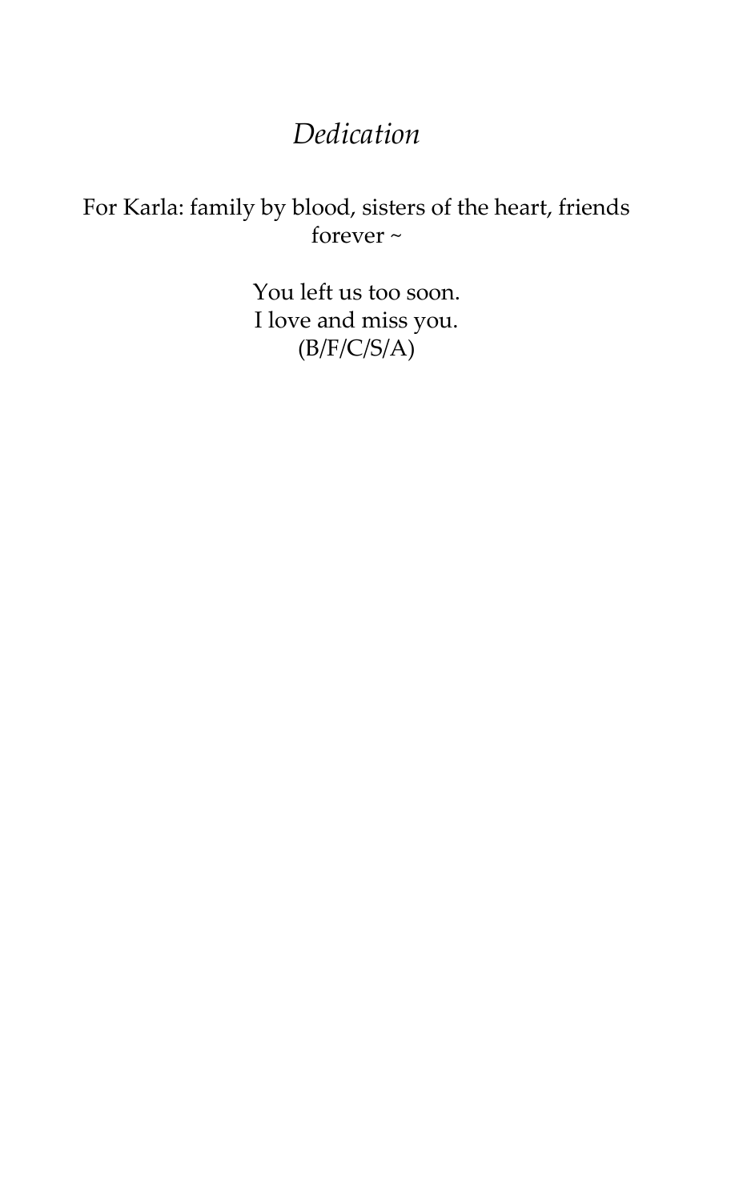# *Dedication*

For Karla: family by blood, sisters of the heart, friends forever ~

You left us too soon.
I love and miss you.
(B/F/C/S/A)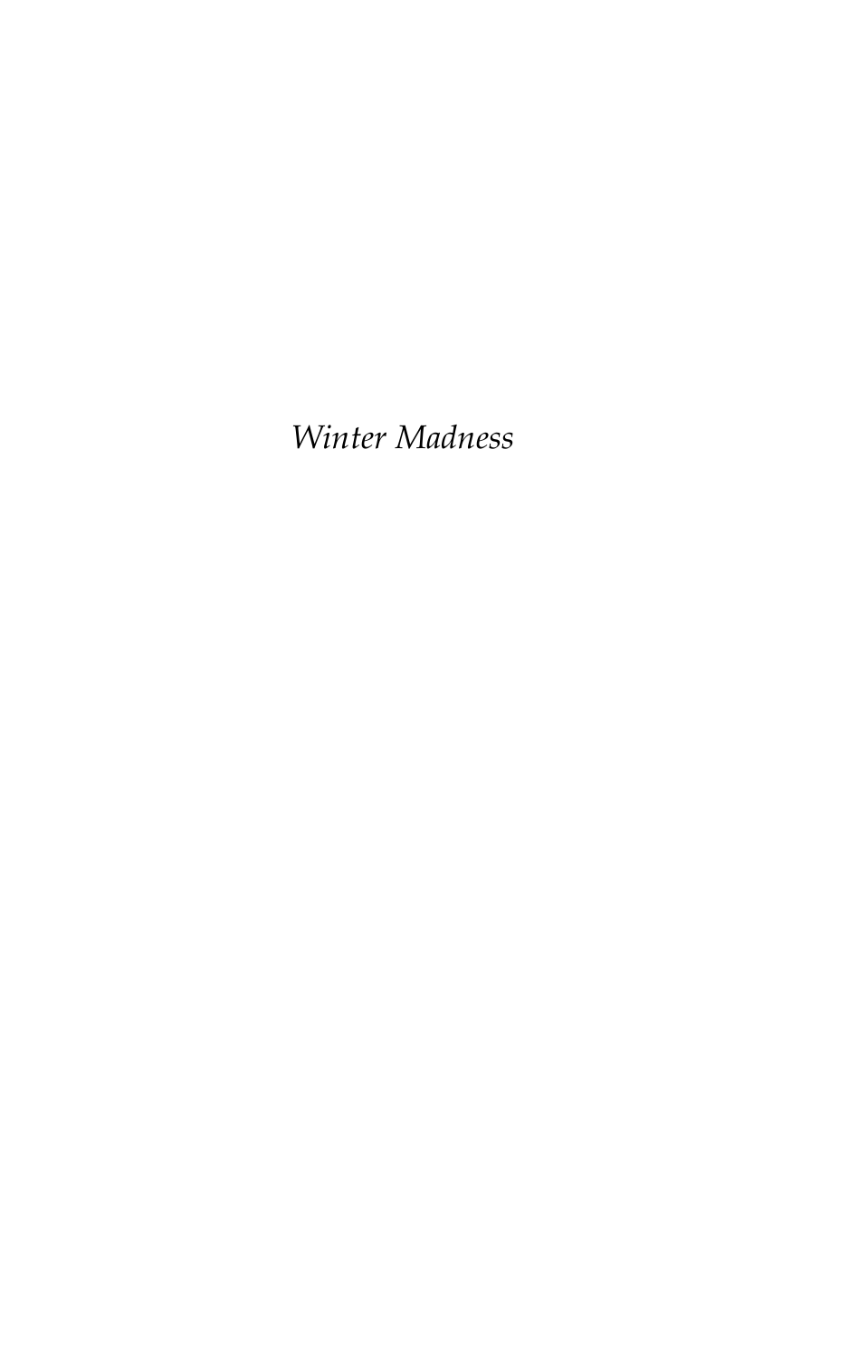*Winter Madness*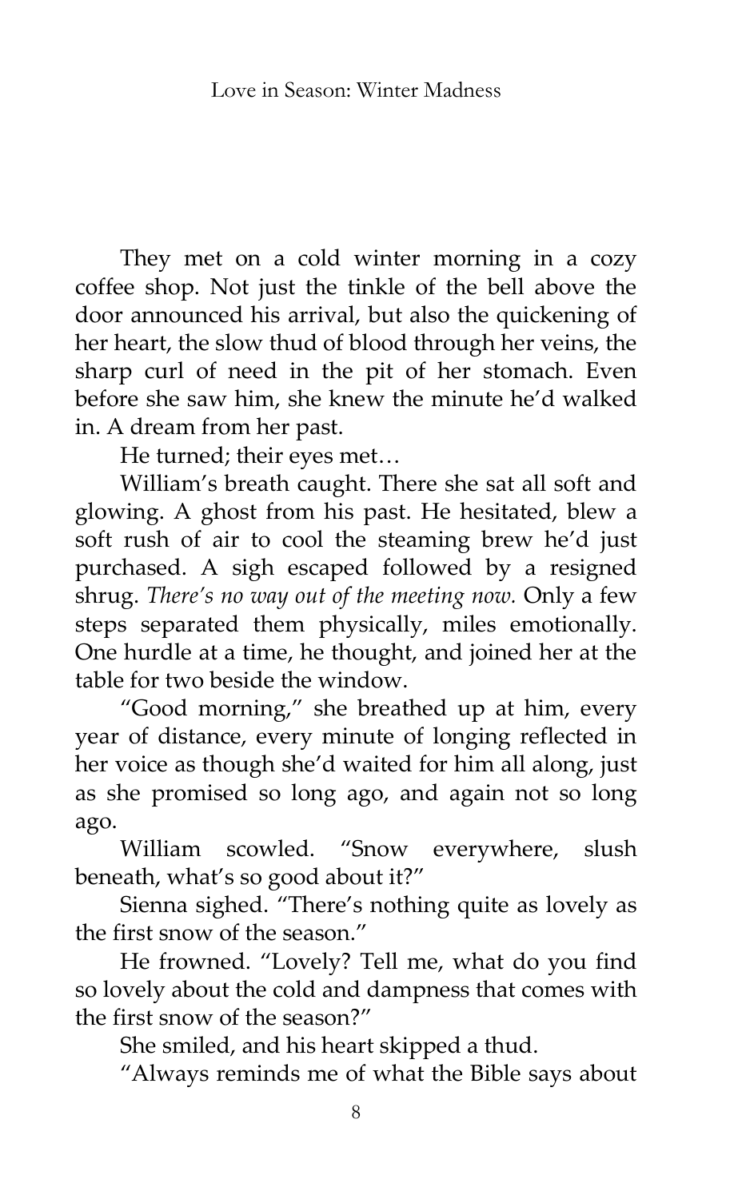They met on a cold winter morning in a cozy coffee shop. Not just the tinkle of the bell above the door announced his arrival, but also the quickening of her heart, the slow thud of blood through her veins, the sharp curl of need in the pit of her stomach. Even before she saw him, she knew the minute he'd walked in. A dream from her past.

He turned; their eyes met…

William's breath caught. There she sat all soft and glowing. A ghost from his past. He hesitated, blew a soft rush of air to cool the steaming brew he'd just purchased. A sigh escaped followed by a resigned shrug. *There's no way out of the meeting now.* Only a few steps separated them physically, miles emotionally. One hurdle at a time, he thought, and joined her at the table for two beside the window.

"Good morning," she breathed up at him, every year of distance, every minute of longing reflected in her voice as though she'd waited for him all along, just as she promised so long ago, and again not so long ago.

William scowled. "Snow everywhere, slush beneath, what's so good about it?"

Sienna sighed. "There's nothing quite as lovely as the first snow of the season."

He frowned. "Lovely? Tell me, what do you find so lovely about the cold and dampness that comes with the first snow of the season?"

She smiled, and his heart skipped a thud.

"Always reminds me of what the Bible says about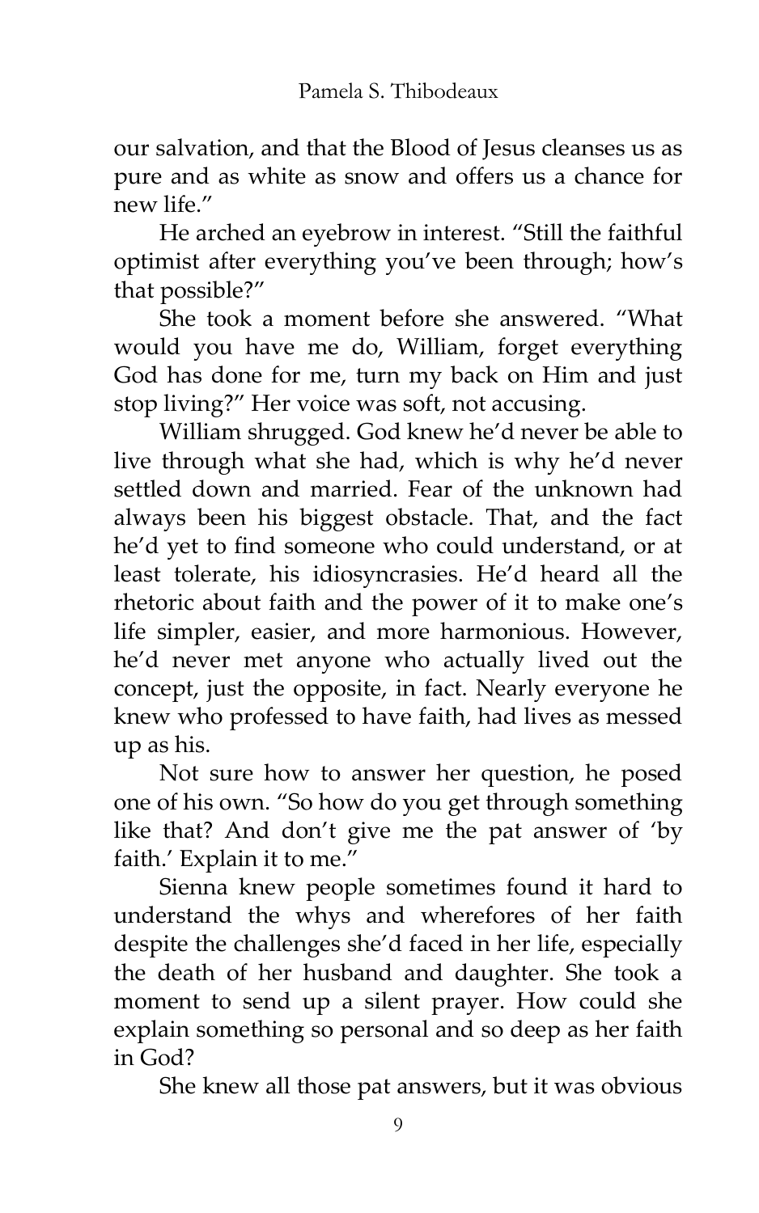our salvation, and that the Blood of Jesus cleanses us as pure and as white as snow and offers us a chance for new life."

He arched an eyebrow in interest. "Still the faithful optimist after everything you've been through; how's that possible?"

She took a moment before she answered. "What would you have me do, William, forget everything God has done for me, turn my back on Him and just stop living?" Her voice was soft, not accusing.

William shrugged. God knew he'd never be able to live through what she had, which is why he'd never settled down and married. Fear of the unknown had always been his biggest obstacle. That, and the fact he'd yet to find someone who could understand, or at least tolerate, his idiosyncrasies. He'd heard all the rhetoric about faith and the power of it to make one's life simpler, easier, and more harmonious. However, he'd never met anyone who actually lived out the concept, just the opposite, in fact. Nearly everyone he knew who professed to have faith, had lives as messed up as his.

Not sure how to answer her question, he posed one of his own. "So how do you get through something like that? And don't give me the pat answer of 'by faith.' Explain it to me."

Sienna knew people sometimes found it hard to understand the whys and wherefores of her faith despite the challenges she'd faced in her life, especially the death of her husband and daughter. She took a moment to send up a silent prayer. How could she explain something so personal and so deep as her faith in God?

She knew all those pat answers, but it was obvious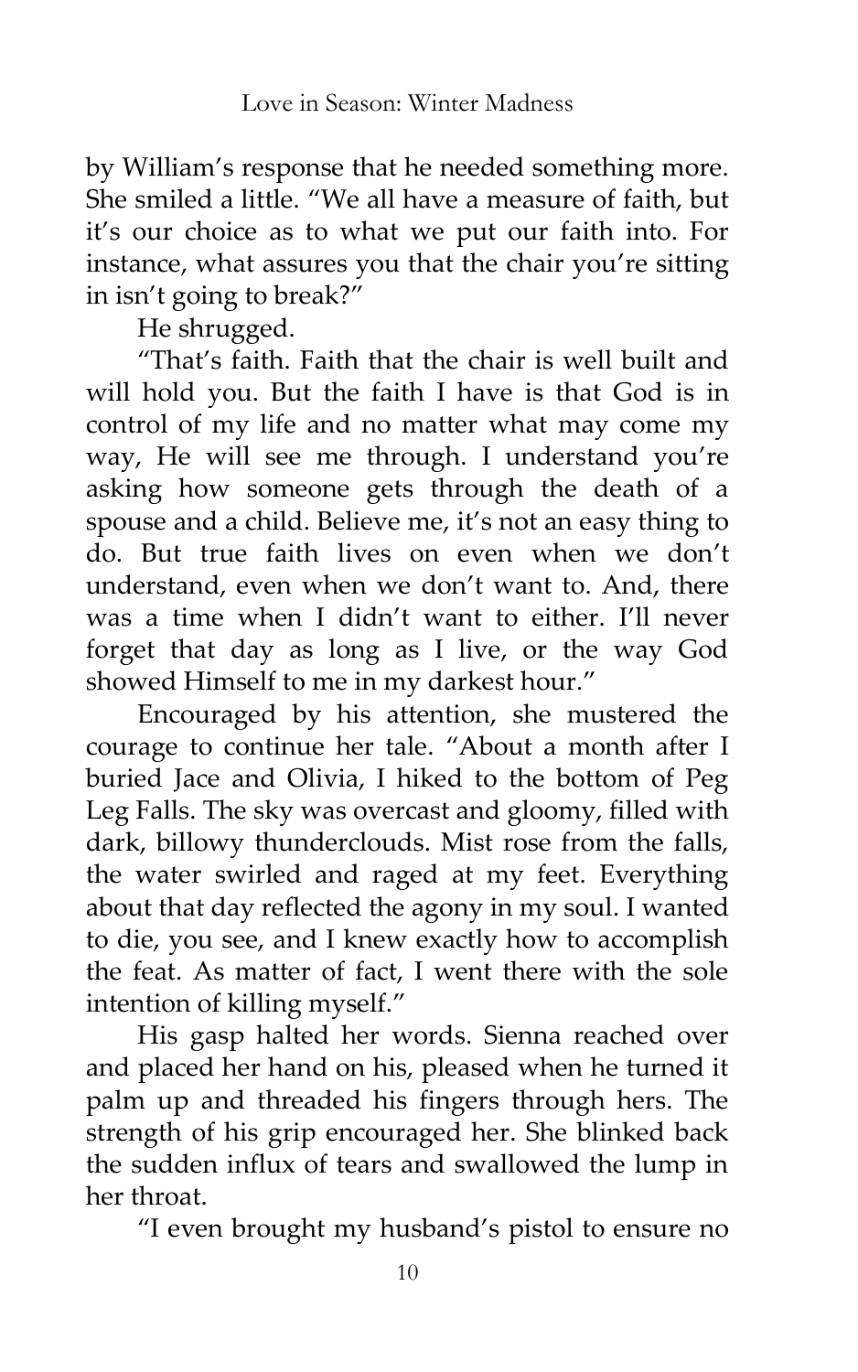by William's response that he needed something more. She smiled a little. "We all have a measure of faith, but it's our choice as to what we put our faith into. For instance, what assures you that the chair you're sitting in isn't going to break?"

He shrugged.

"That's faith. Faith that the chair is well built and will hold you. But the faith I have is that God is in control of my life and no matter what may come my way, He will see me through. I understand you're asking how someone gets through the death of a spouse and a child. Believe me, it's not an easy thing to do. But true faith lives on even when we don't understand, even when we don't want to. And, there was a time when I didn't want to either. I'll never forget that day as long as I live, or the way God showed Himself to me in my darkest hour."

Encouraged by his attention, she mustered the courage to continue her tale. "About a month after I buried Jace and Olivia, I hiked to the bottom of Peg Leg Falls. The sky was overcast and gloomy, filled with dark, billowy thunderclouds. Mist rose from the falls, the water swirled and raged at my feet. Everything about that day reflected the agony in my soul. I wanted to die, you see, and I knew exactly how to accomplish the feat. As matter of fact, I went there with the sole intention of killing myself."

His gasp halted her words. Sienna reached over and placed her hand on his, pleased when he turned it palm up and threaded his fingers through hers. The strength of his grip encouraged her. She blinked back the sudden influx of tears and swallowed the lump in her throat.

"I even brought my husband's pistol to ensure no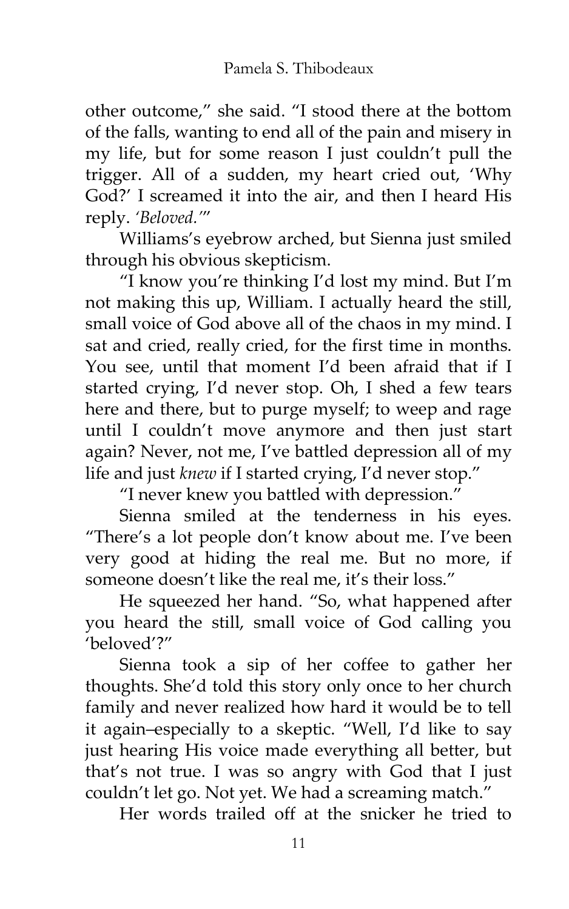other outcome," she said. "I stood there at the bottom of the falls, wanting to end all of the pain and misery in my life, but for some reason I just couldn't pull the trigger. All of a sudden, my heart cried out, 'Why God?' I screamed it into the air, and then I heard His reply. *'Beloved.'*"

Williams's eyebrow arched, but Sienna just smiled through his obvious skepticism.

"I know you're thinking I'd lost my mind. But I'm not making this up, William. I actually heard the still, small voice of God above all of the chaos in my mind. I sat and cried, really cried, for the first time in months. You see, until that moment I'd been afraid that if I started crying, I'd never stop. Oh, I shed a few tears here and there, but to purge myself; to weep and rage until I couldn't move anymore and then just start again? Never, not me, I've battled depression all of my life and just *knew* if I started crying, I'd never stop."

"I never knew you battled with depression."

Sienna smiled at the tenderness in his eyes. "There's a lot people don't know about me. I've been very good at hiding the real me. But no more, if someone doesn't like the real me, it's their loss."

He squeezed her hand. "So, what happened after you heard the still, small voice of God calling you 'beloved'?"

Sienna took a sip of her coffee to gather her thoughts. She'd told this story only once to her church family and never realized how hard it would be to tell it again–especially to a skeptic. "Well, I'd like to say just hearing His voice made everything all better, but that's not true. I was so angry with God that I just couldn't let go. Not yet. We had a screaming match."

Her words trailed off at the snicker he tried to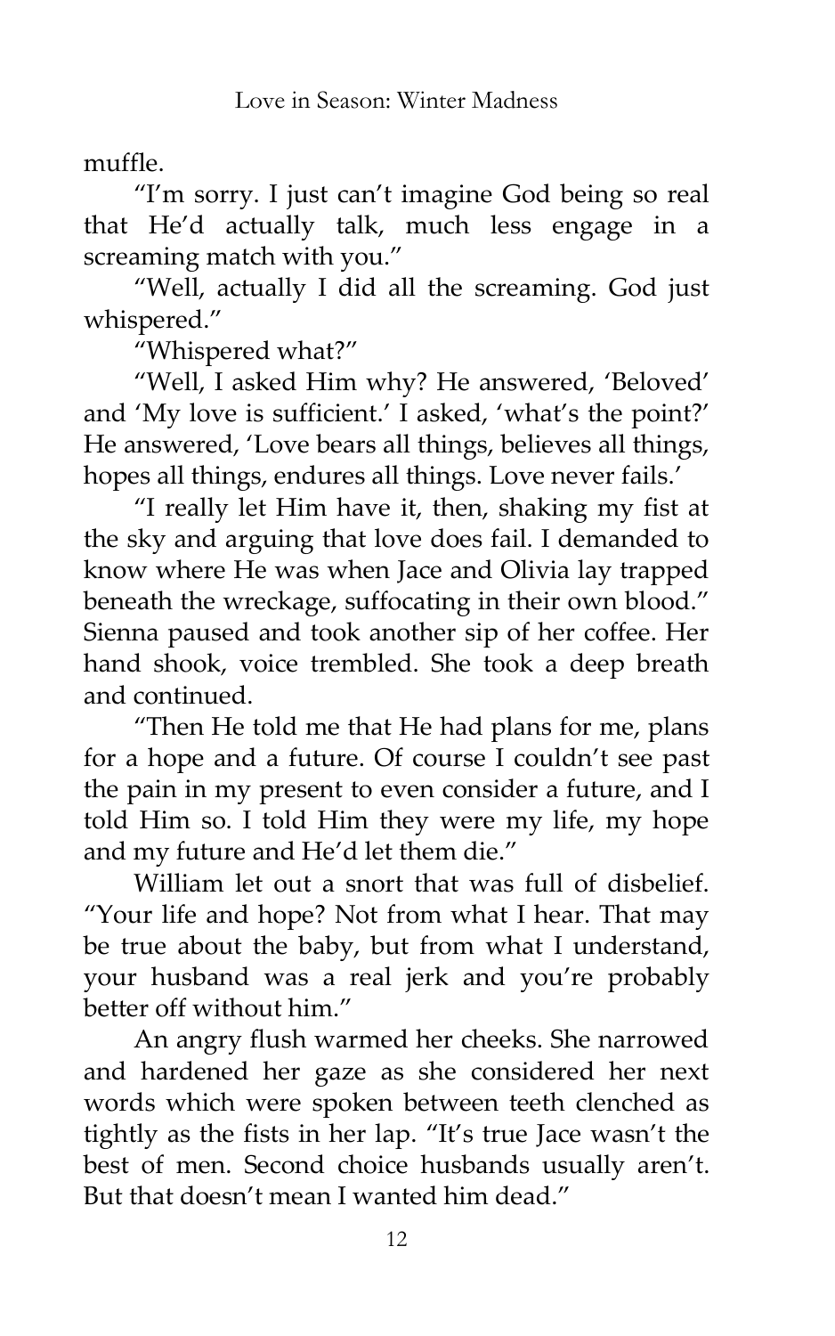muffle.

"I'm sorry. I just can't imagine God being so real that He'd actually talk, much less engage in a screaming match with you."

"Well, actually I did all the screaming. God just whispered."

"Whispered what?"

"Well, I asked Him why? He answered, 'Beloved' and 'My love is sufficient.' I asked, 'what's the point?' He answered, 'Love bears all things, believes all things, hopes all things, endures all things. Love never fails.'

"I really let Him have it, then, shaking my fist at the sky and arguing that love does fail. I demanded to know where He was when Jace and Olivia lay trapped beneath the wreckage, suffocating in their own blood." Sienna paused and took another sip of her coffee. Her hand shook, voice trembled. She took a deep breath and continued.

"Then He told me that He had plans for me, plans for a hope and a future. Of course I couldn't see past the pain in my present to even consider a future, and I told Him so. I told Him they were my life, my hope and my future and He'd let them die."

William let out a snort that was full of disbelief. "Your life and hope? Not from what I hear. That may be true about the baby, but from what I understand, your husband was a real jerk and you're probably better off without him."

An angry flush warmed her cheeks. She narrowed and hardened her gaze as she considered her next words which were spoken between teeth clenched as tightly as the fists in her lap. "It's true Jace wasn't the best of men. Second choice husbands usually aren't. But that doesn't mean I wanted him dead."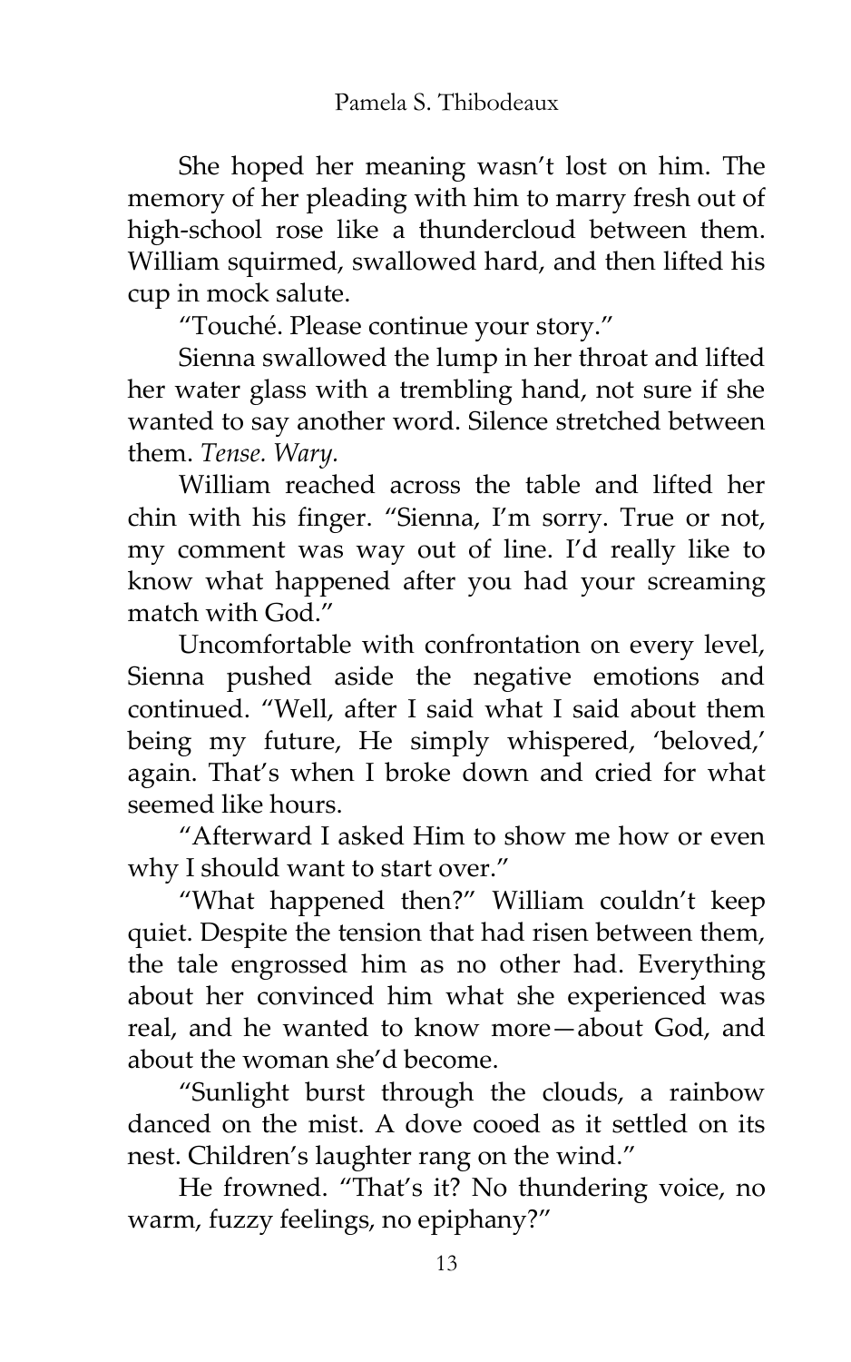She hoped her meaning wasn't lost on him. The memory of her pleading with him to marry fresh out of high-school rose like a thundercloud between them. William squirmed, swallowed hard, and then lifted his cup in mock salute.

"Touché. Please continue your story."

Sienna swallowed the lump in her throat and lifted her water glass with a trembling hand, not sure if she wanted to say another word. Silence stretched between them. *Tense. Wary.*

William reached across the table and lifted her chin with his finger. "Sienna, I'm sorry. True or not, my comment was way out of line. I'd really like to know what happened after you had your screaming match with God."

Uncomfortable with confrontation on every level, Sienna pushed aside the negative emotions and continued. "Well, after I said what I said about them being my future, He simply whispered, 'beloved,' again. That's when I broke down and cried for what seemed like hours.

"Afterward I asked Him to show me how or even why I should want to start over."

"What happened then?" William couldn't keep quiet. Despite the tension that had risen between them, the tale engrossed him as no other had. Everything about her convinced him what she experienced was real, and he wanted to know more—about God, and about the woman she'd become.

"Sunlight burst through the clouds, a rainbow danced on the mist. A dove cooed as it settled on its nest. Children's laughter rang on the wind."

He frowned. "That's it? No thundering voice, no warm, fuzzy feelings, no epiphany?"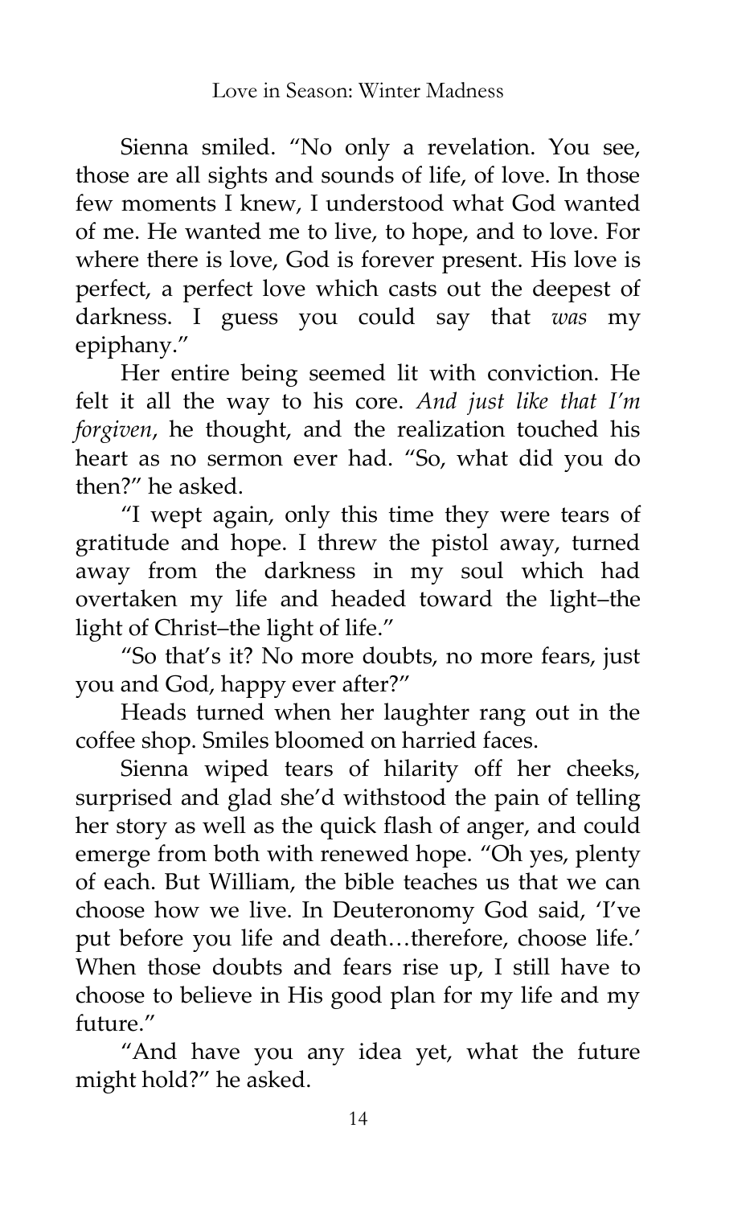Sienna smiled. "No only a revelation. You see, those are all sights and sounds of life, of love. In those few moments I knew, I understood what God wanted of me. He wanted me to live, to hope, and to love. For where there is love, God is forever present. His love is perfect, a perfect love which casts out the deepest of darkness. I guess you could say that *was* my epiphany."

Her entire being seemed lit with conviction. He felt it all the way to his core. *And just like that I'm forgiven*, he thought, and the realization touched his heart as no sermon ever had. "So, what did you do then?" he asked.

"I wept again, only this time they were tears of gratitude and hope. I threw the pistol away, turned away from the darkness in my soul which had overtaken my life and headed toward the light–the light of Christ–the light of life."

"So that's it? No more doubts, no more fears, just you and God, happy ever after?"

Heads turned when her laughter rang out in the coffee shop. Smiles bloomed on harried faces.

Sienna wiped tears of hilarity off her cheeks, surprised and glad she'd withstood the pain of telling her story as well as the quick flash of anger, and could emerge from both with renewed hope. "Oh yes, plenty of each. But William, the bible teaches us that we can choose how we live. In Deuteronomy God said, 'I've put before you life and death…therefore, choose life.' When those doubts and fears rise up, I still have to choose to believe in His good plan for my life and my future."

"And have you any idea yet, what the future might hold?" he asked.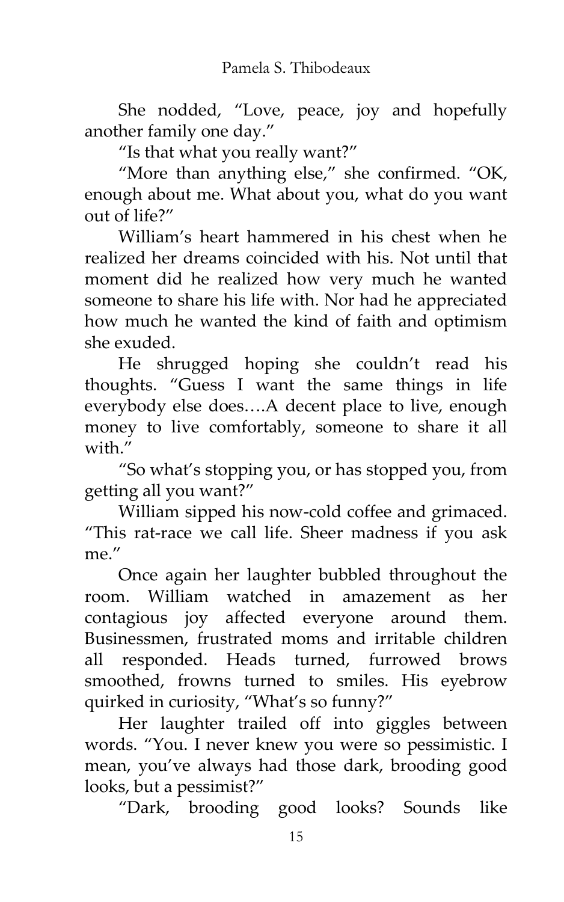She nodded, "Love, peace, joy and hopefully another family one day."

"Is that what you really want?"

"More than anything else," she confirmed. "OK, enough about me. What about you, what do you want out of life?"

William's heart hammered in his chest when he realized her dreams coincided with his. Not until that moment did he realized how very much he wanted someone to share his life with. Nor had he appreciated how much he wanted the kind of faith and optimism she exuded.

He shrugged hoping she couldn't read his thoughts. "Guess I want the same things in life everybody else does….A decent place to live, enough money to live comfortably, someone to share it all with."

"So what's stopping you, or has stopped you, from getting all you want?"

William sipped his now-cold coffee and grimaced. "This rat-race we call life. Sheer madness if you ask me."

Once again her laughter bubbled throughout the room. William watched in amazement as her contagious joy affected everyone around them. Businessmen, frustrated moms and irritable children all responded. Heads turned, furrowed brows smoothed, frowns turned to smiles. His eyebrow quirked in curiosity, "What's so funny?"

Her laughter trailed off into giggles between words. "You. I never knew you were so pessimistic. I mean, you've always had those dark, brooding good looks, but a pessimist?"

"Dark, brooding good looks? Sounds like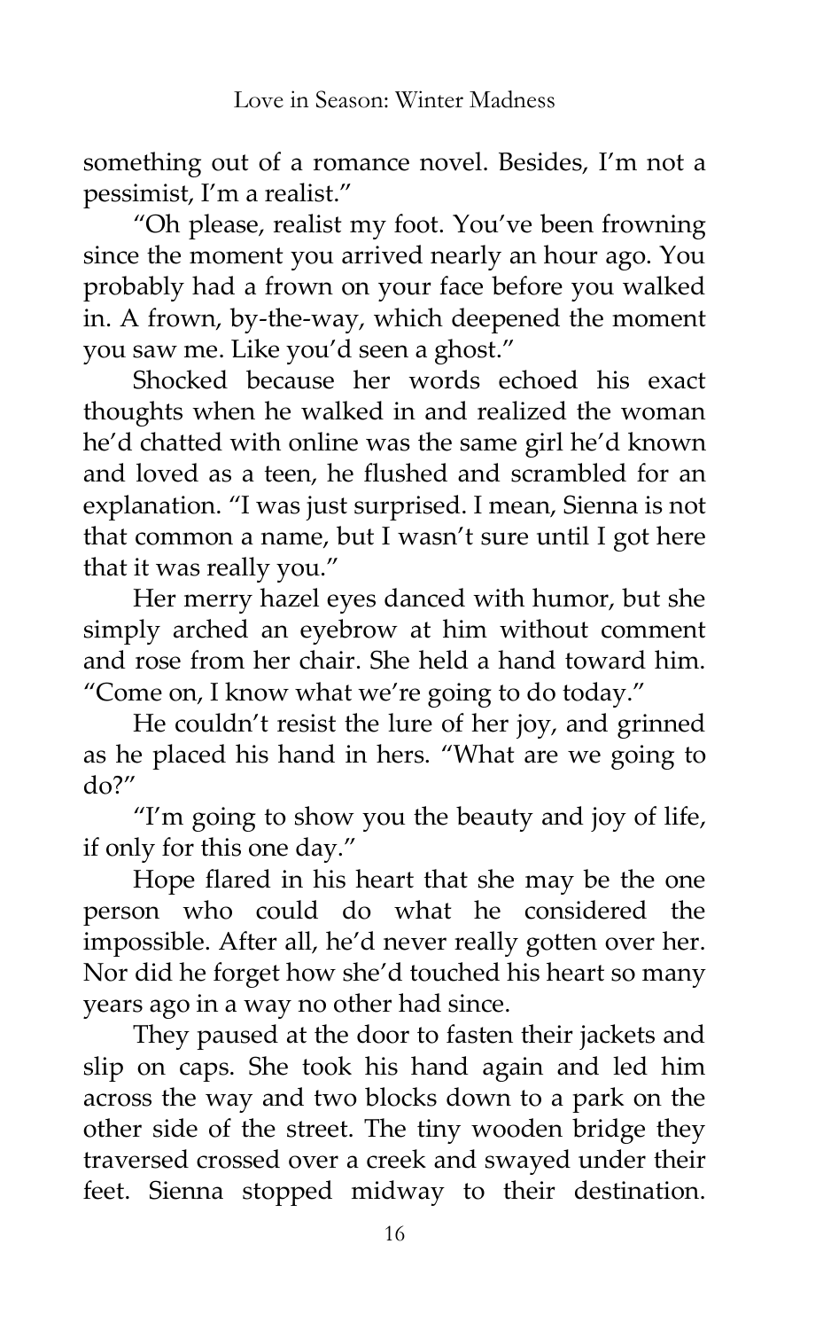something out of a romance novel. Besides, I'm not a pessimist, I'm a realist."

"Oh please, realist my foot. You've been frowning since the moment you arrived nearly an hour ago. You probably had a frown on your face before you walked in. A frown, by-the-way, which deepened the moment you saw me. Like you'd seen a ghost."

Shocked because her words echoed his exact thoughts when he walked in and realized the woman he'd chatted with online was the same girl he'd known and loved as a teen, he flushed and scrambled for an explanation. "I was just surprised. I mean, Sienna is not that common a name, but I wasn't sure until I got here that it was really you."

Her merry hazel eyes danced with humor, but she simply arched an eyebrow at him without comment and rose from her chair. She held a hand toward him. "Come on, I know what we're going to do today."

He couldn't resist the lure of her joy, and grinned as he placed his hand in hers. "What are we going to do?"

"I'm going to show you the beauty and joy of life, if only for this one day."

Hope flared in his heart that she may be the one person who could do what he considered the impossible. After all, he'd never really gotten over her. Nor did he forget how she'd touched his heart so many years ago in a way no other had since.

They paused at the door to fasten their jackets and slip on caps. She took his hand again and led him across the way and two blocks down to a park on the other side of the street. The tiny wooden bridge they traversed crossed over a creek and swayed under their feet. Sienna stopped midway to their destination.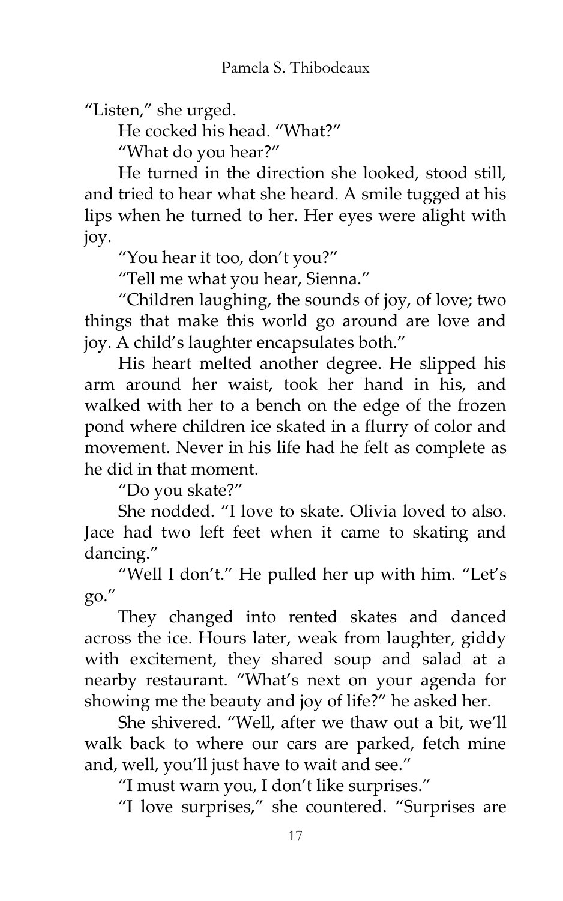"Listen," she urged.

He cocked his head. "What?"

"What do you hear?"

He turned in the direction she looked, stood still, and tried to hear what she heard. A smile tugged at his lips when he turned to her. Her eyes were alight with joy.

"You hear it too, don't you?"

"Tell me what you hear, Sienna."

"Children laughing, the sounds of joy, of love; two things that make this world go around are love and joy. A child's laughter encapsulates both."

His heart melted another degree. He slipped his arm around her waist, took her hand in his, and walked with her to a bench on the edge of the frozen pond where children ice skated in a flurry of color and movement. Never in his life had he felt as complete as he did in that moment.

"Do you skate?"

She nodded. "I love to skate. Olivia loved to also. Jace had two left feet when it came to skating and dancing."

"Well I don't." He pulled her up with him. "Let's go."

They changed into rented skates and danced across the ice. Hours later, weak from laughter, giddy with excitement, they shared soup and salad at a nearby restaurant. "What's next on your agenda for showing me the beauty and joy of life?" he asked her.

She shivered. "Well, after we thaw out a bit, we'll walk back to where our cars are parked, fetch mine and, well, you'll just have to wait and see."

"I must warn you, I don't like surprises."

"I love surprises," she countered. "Surprises are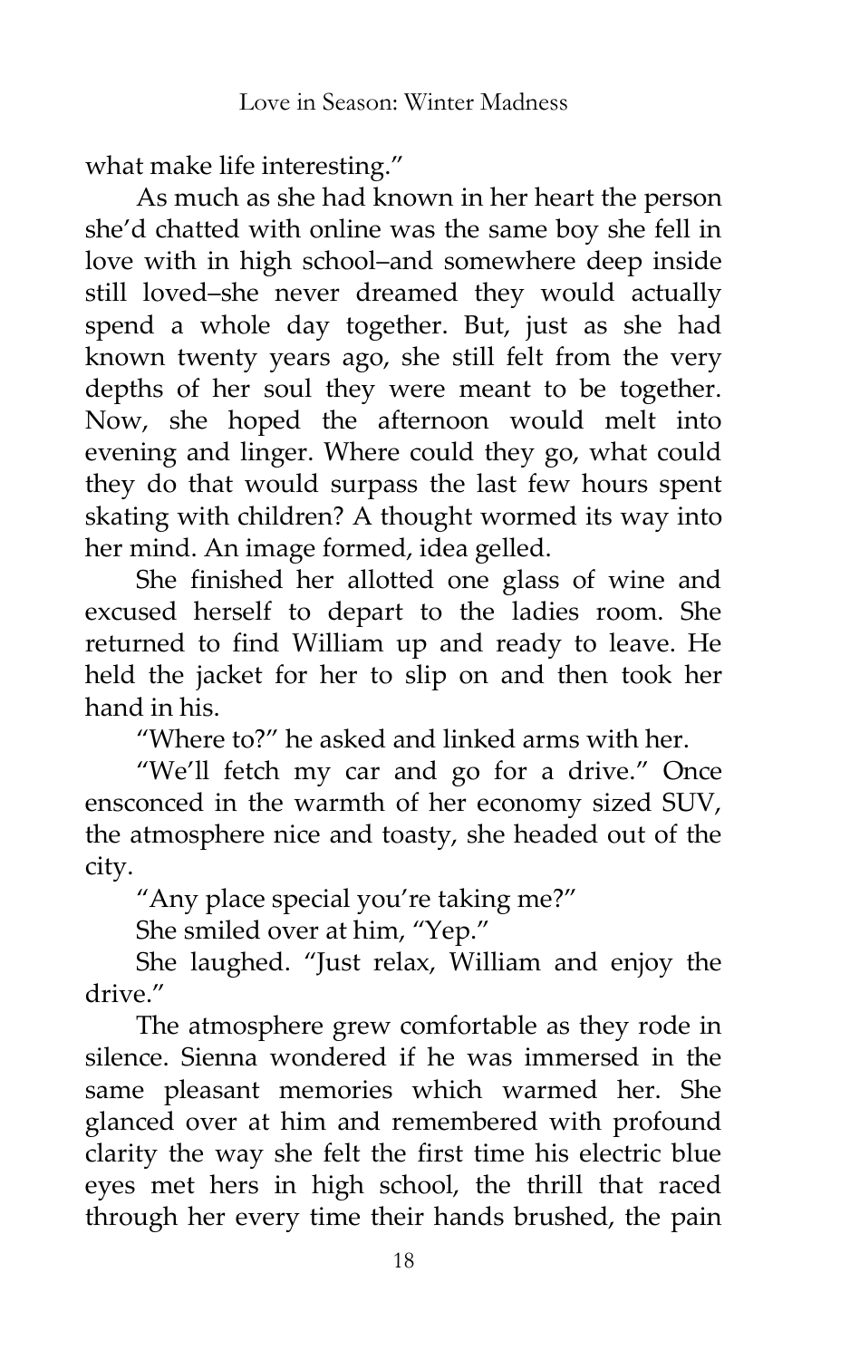what make life interesting."

As much as she had known in her heart the person she'd chatted with online was the same boy she fell in love with in high school–and somewhere deep inside still loved–she never dreamed they would actually spend a whole day together. But, just as she had known twenty years ago, she still felt from the very depths of her soul they were meant to be together. Now, she hoped the afternoon would melt into evening and linger. Where could they go, what could they do that would surpass the last few hours spent skating with children? A thought wormed its way into her mind. An image formed, idea gelled.

She finished her allotted one glass of wine and excused herself to depart to the ladies room. She returned to find William up and ready to leave. He held the jacket for her to slip on and then took her hand in his.

"Where to?" he asked and linked arms with her.

"We'll fetch my car and go for a drive." Once ensconced in the warmth of her economy sized SUV, the atmosphere nice and toasty, she headed out of the city.

"Any place special you're taking me?"

She smiled over at him, "Yep."

She laughed. "Just relax, William and enjoy the drive."

The atmosphere grew comfortable as they rode in silence. Sienna wondered if he was immersed in the same pleasant memories which warmed her. She glanced over at him and remembered with profound clarity the way she felt the first time his electric blue eyes met hers in high school, the thrill that raced through her every time their hands brushed, the pain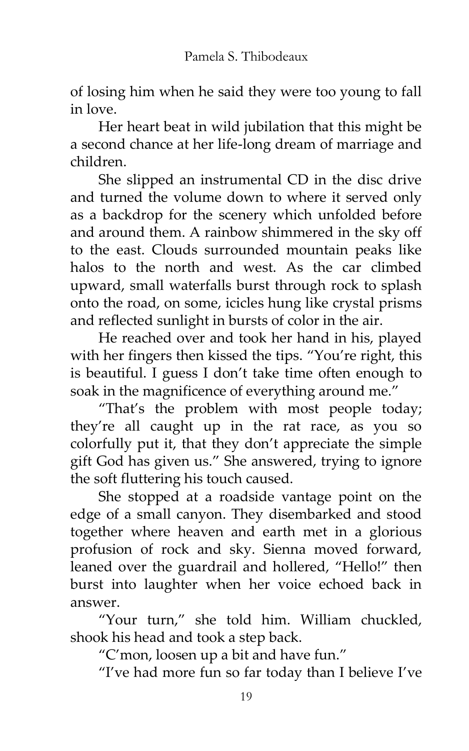of losing him when he said they were too young to fall in love.

Her heart beat in wild jubilation that this might be a second chance at her life-long dream of marriage and children.

She slipped an instrumental CD in the disc drive and turned the volume down to where it served only as a backdrop for the scenery which unfolded before and around them. A rainbow shimmered in the sky off to the east. Clouds surrounded mountain peaks like halos to the north and west. As the car climbed upward, small waterfalls burst through rock to splash onto the road, on some, icicles hung like crystal prisms and reflected sunlight in bursts of color in the air.

He reached over and took her hand in his, played with her fingers then kissed the tips. "You're right, this is beautiful. I guess I don't take time often enough to soak in the magnificence of everything around me."

"That's the problem with most people today; they're all caught up in the rat race, as you so colorfully put it, that they don't appreciate the simple gift God has given us." She answered, trying to ignore the soft fluttering his touch caused.

She stopped at a roadside vantage point on the edge of a small canyon. They disembarked and stood together where heaven and earth met in a glorious profusion of rock and sky. Sienna moved forward, leaned over the guardrail and hollered, "Hello!" then burst into laughter when her voice echoed back in answer.

"Your turn," she told him. William chuckled, shook his head and took a step back.

"C'mon, loosen up a bit and have fun."

"I've had more fun so far today than I believe I've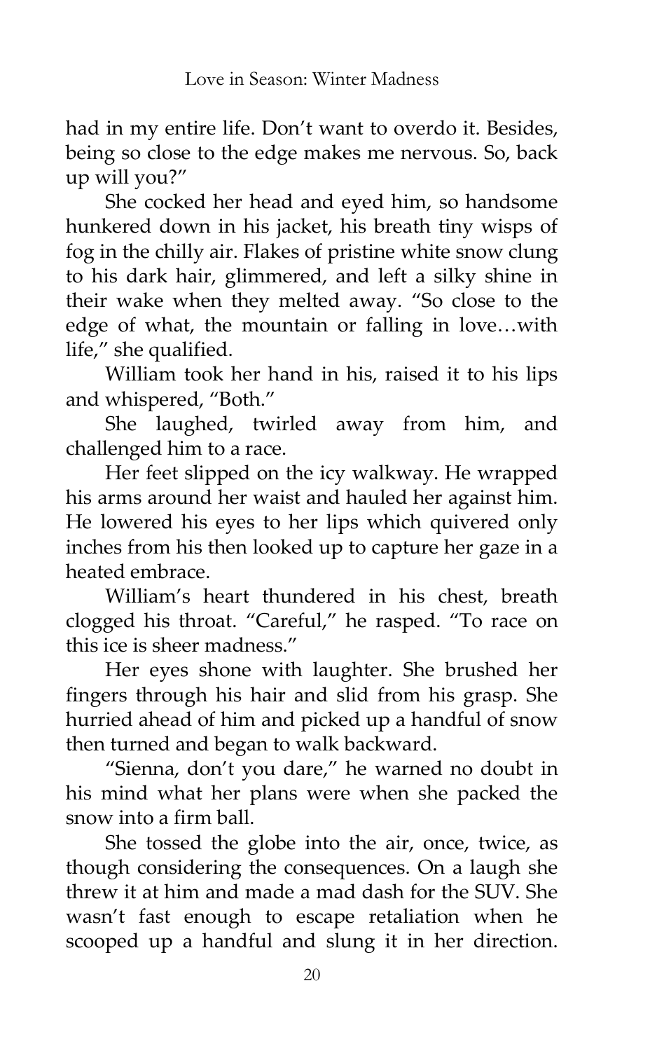had in my entire life. Don't want to overdo it. Besides, being so close to the edge makes me nervous. So, back up will you?"

She cocked her head and eyed him, so handsome hunkered down in his jacket, his breath tiny wisps of fog in the chilly air. Flakes of pristine white snow clung to his dark hair, glimmered, and left a silky shine in their wake when they melted away. "So close to the edge of what, the mountain or falling in love…with life," she qualified.

William took her hand in his, raised it to his lips and whispered, "Both."

She laughed, twirled away from him, and challenged him to a race.

Her feet slipped on the icy walkway. He wrapped his arms around her waist and hauled her against him. He lowered his eyes to her lips which quivered only inches from his then looked up to capture her gaze in a heated embrace.

William's heart thundered in his chest, breath clogged his throat. "Careful," he rasped. "To race on this ice is sheer madness."

Her eyes shone with laughter. She brushed her fingers through his hair and slid from his grasp. She hurried ahead of him and picked up a handful of snow then turned and began to walk backward.

"Sienna, don't you dare," he warned no doubt in his mind what her plans were when she packed the snow into a firm ball.

She tossed the globe into the air, once, twice, as though considering the consequences. On a laugh she threw it at him and made a mad dash for the SUV. She wasn't fast enough to escape retaliation when he scooped up a handful and slung it in her direction.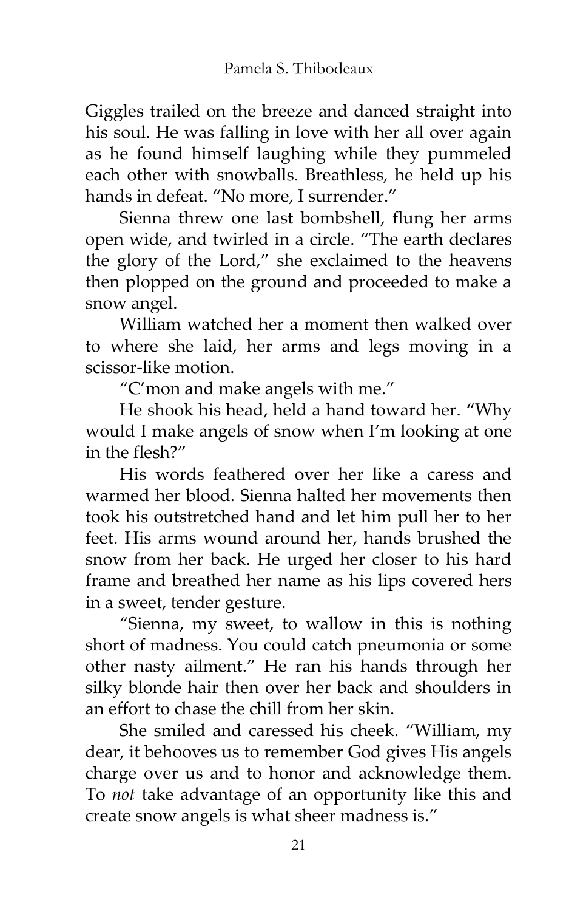Giggles trailed on the breeze and danced straight into his soul. He was falling in love with her all over again as he found himself laughing while they pummeled each other with snowballs. Breathless, he held up his hands in defeat. "No more, I surrender."

Sienna threw one last bombshell, flung her arms open wide, and twirled in a circle. "The earth declares the glory of the Lord," she exclaimed to the heavens then plopped on the ground and proceeded to make a snow angel.

William watched her a moment then walked over to where she laid, her arms and legs moving in a scissor-like motion.

"C'mon and make angels with me."

He shook his head, held a hand toward her. "Why would I make angels of snow when I'm looking at one in the flesh?"

His words feathered over her like a caress and warmed her blood. Sienna halted her movements then took his outstretched hand and let him pull her to her feet. His arms wound around her, hands brushed the snow from her back. He urged her closer to his hard frame and breathed her name as his lips covered hers in a sweet, tender gesture.

"Sienna, my sweet, to wallow in this is nothing short of madness. You could catch pneumonia or some other nasty ailment." He ran his hands through her silky blonde hair then over her back and shoulders in an effort to chase the chill from her skin.

She smiled and caressed his cheek. "William, my dear, it behooves us to remember God gives His angels charge over us and to honor and acknowledge them. To *not* take advantage of an opportunity like this and create snow angels is what sheer madness is."